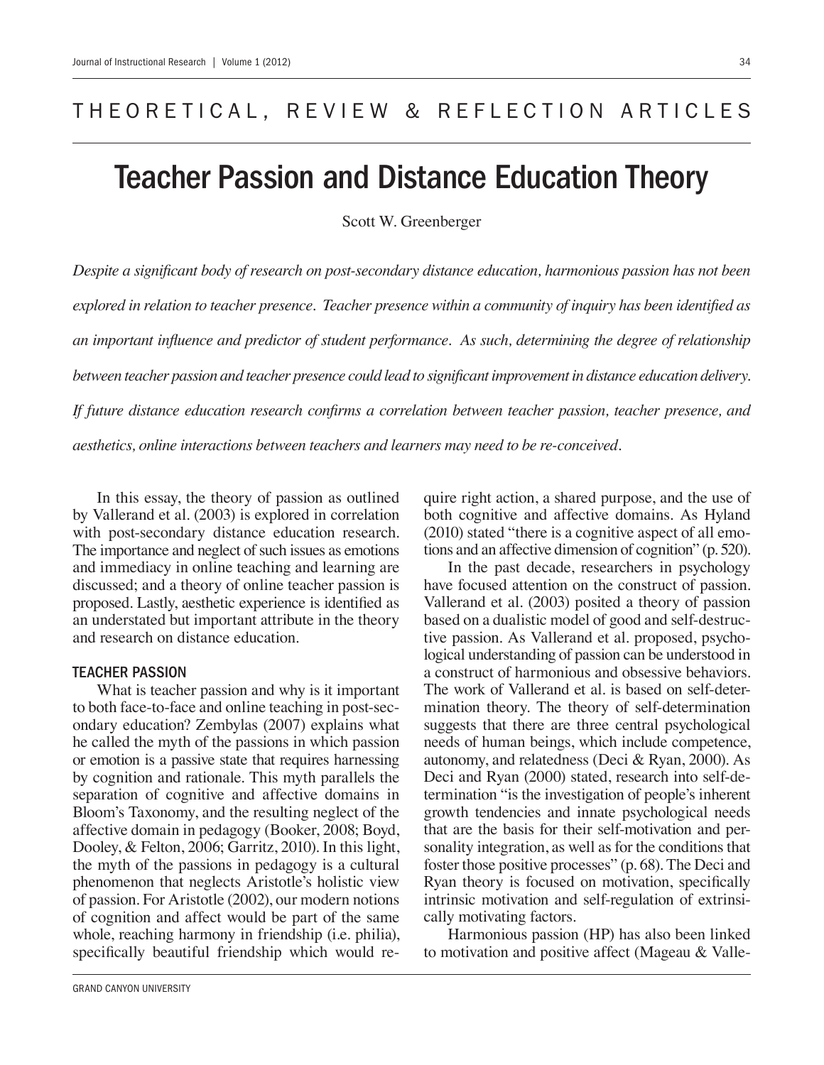THEORETICAL, REVIEW & REFLECTION ARTICLES

# Teacher Passion and Distance Education Theory

Scott W. Greenberger

*Despite a significant body of research on post-secondary distance education, harmonious passion has not been explored in relation to teacher presence. Teacher presence within a community of inquiry has been identified as an important influence and predictor of student performance. As such, determining the degree of relationship between teacher passion and teacher presence could lead to significant improvement in distance education delivery. If future distance education research confirms a correlation between teacher passion, teacher presence, and aesthetics, online interactions between teachers and learners may need to be re-conceived.*

In this essay, the theory of passion as outlined by Vallerand et al. (2003) is explored in correlation with post-secondary distance education research. The importance and neglect of such issues as emotions and immediacy in online teaching and learning are discussed; and a theory of online teacher passion is proposed. Lastly, aesthetic experience is identified as an understated but important attribute in the theory and research on distance education.

## TEACHER PASSION

What is teacher passion and why is it important to both face-to-face and online teaching in post-secondary education? Zembylas (2007) explains what he called the myth of the passions in which passion or emotion is a passive state that requires harnessing by cognition and rationale. This myth parallels the separation of cognitive and affective domains in Bloom's Taxonomy, and the resulting neglect of the affective domain in pedagogy (Booker, 2008; Boyd, Dooley, & Felton, 2006; Garritz, 2010). In this light, the myth of the passions in pedagogy is a cultural phenomenon that neglects Aristotle's holistic view of passion. For Aristotle (2002), our modern notions of cognition and affect would be part of the same whole, reaching harmony in friendship (i.e. philia), specifically beautiful friendship which would require right action, a shared purpose, and the use of both cognitive and affective domains. As Hyland (2010) stated "there is a cognitive aspect of all emotions and an affective dimension of cognition" (p. 520).

In the past decade, researchers in psychology have focused attention on the construct of passion. Vallerand et al. (2003) posited a theory of passion based on a dualistic model of good and self-destructive passion. As Vallerand et al. proposed, psychological understanding of passion can be understood in a construct of harmonious and obsessive behaviors. The work of Vallerand et al. is based on self-determination theory. The theory of self-determination suggests that there are three central psychological needs of human beings, which include competence, autonomy, and relatedness (Deci & Ryan, 2000). As Deci and Ryan (2000) stated, research into self-determination "is the investigation of people's inherent growth tendencies and innate psychological needs that are the basis for their self-motivation and personality integration, as well as for the conditions that foster those positive processes" (p. 68). The Deci and Ryan theory is focused on motivation, specifically intrinsic motivation and self-regulation of extrinsically motivating factors.

Harmonious passion (HP) has also been linked to motivation and positive affect (Mageau & Valle-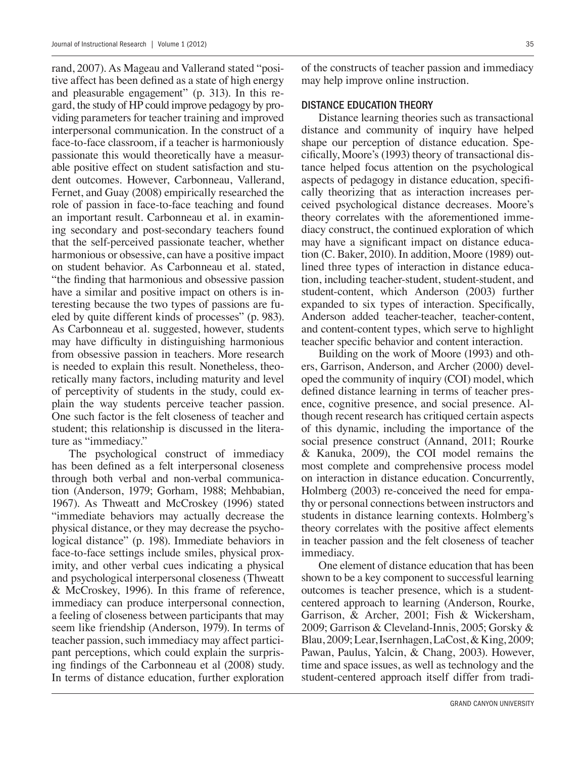rand, 2007). As Mageau and Vallerand stated "positive affect has been defined as a state of high energy and pleasurable engagement" (p. 313). In this regard, the study of HP could improve pedagogy by providing parameters for teacher training and improved interpersonal communication. In the construct of a face-to-face classroom, if a teacher is harmoniously passionate this would theoretically have a measurable positive effect on student satisfaction and student outcomes. However, Carbonneau, Vallerand, Fernet, and Guay (2008) empirically researched the role of passion in face-to-face teaching and found an important result. Carbonneau et al. in examining secondary and post-secondary teachers found that the self-perceived passionate teacher, whether harmonious or obsessive, can have a positive impact on student behavior. As Carbonneau et al. stated, "the finding that harmonious and obsessive passion have a similar and positive impact on others is interesting because the two types of passions are fueled by quite different kinds of processes" (p. 983). As Carbonneau et al. suggested, however, students may have difficulty in distinguishing harmonious from obsessive passion in teachers. More research is needed to explain this result. Nonetheless, theoretically many factors, including maturity and level of perceptivity of students in the study, could explain the way students perceive teacher passion. One such factor is the felt closeness of teacher and student; this relationship is discussed in the literature as "immediacy."

The psychological construct of immediacy has been defined as a felt interpersonal closeness through both verbal and non-verbal communication (Anderson, 1979; Gorham, 1988; Mehbabian, 1967). As Thweatt and McCroskey (1996) stated "immediate behaviors may actually decrease the physical distance, or they may decrease the psychological distance" (p. 198). Immediate behaviors in face-to-face settings include smiles, physical proximity, and other verbal cues indicating a physical and psychological interpersonal closeness (Thweatt & McCroskey, 1996). In this frame of reference, immediacy can produce interpersonal connection, a feeling of closeness between participants that may seem like friendship (Anderson, 1979). In terms of teacher passion, such immediacy may affect participant perceptions, which could explain the surprising findings of the Carbonneau et al (2008) study. In terms of distance education, further exploration of the constructs of teacher passion and immediacy may help improve online instruction.

## DISTANCE EDUCATION THEORY

Distance learning theories such as transactional distance and community of inquiry have helped shape our perception of distance education. Specifically, Moore's (1993) theory of transactional distance helped focus attention on the psychological aspects of pedagogy in distance education, specifically theorizing that as interaction increases perceived psychological distance decreases. Moore's theory correlates with the aforementioned immediacy construct, the continued exploration of which may have a significant impact on distance education (C. Baker, 2010). In addition, Moore (1989) outlined three types of interaction in distance education, including teacher-student, student-student, and student-content, which Anderson (2003) further expanded to six types of interaction. Specifically, Anderson added teacher-teacher, teacher-content, and content-content types, which serve to highlight teacher specific behavior and content interaction.

Building on the work of Moore (1993) and others, Garrison, Anderson, and Archer (2000) developed the community of inquiry (COI) model, which defined distance learning in terms of teacher presence, cognitive presence, and social presence. Although recent research has critiqued certain aspects of this dynamic, including the importance of the social presence construct (Annand, 2011; Rourke & Kanuka, 2009), the COI model remains the most complete and comprehensive process model on interaction in distance education. Concurrently, Holmberg (2003) re-conceived the need for empathy or personal connections between instructors and students in distance learning contexts. Holmberg's theory correlates with the positive affect elements in teacher passion and the felt closeness of teacher immediacy.

One element of distance education that has been shown to be a key component to successful learning outcomes is teacher presence, which is a student-centered approach to learning (Anderson, Rourke, Garrison, & Archer, 2001; Fish & Wickersham, 2009; Garrison & Cleveland-Innis, 2005; Gorsky & Blau, 2009; Lear, Isernhagen, LaCost, & King, 2009; Pawan, Paulus, Yalcin, & Chang, 2003). However, time and space issues, as well as technology and the student-centered approach itself differ from tradi-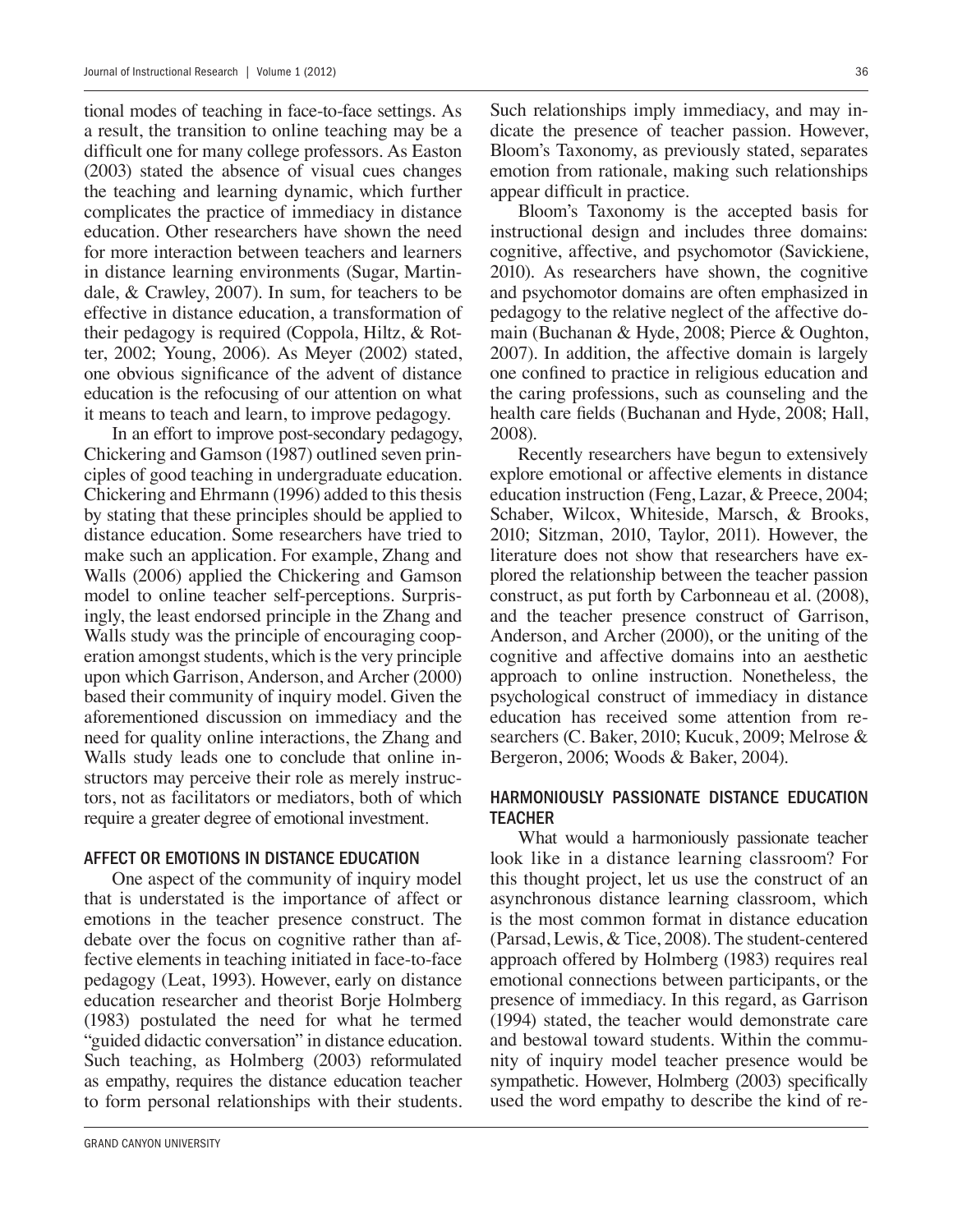tional modes of teaching in face-to-face settings. As a result, the transition to online teaching may be a difficult one for many college professors. As Easton (2003) stated the absence of visual cues changes the teaching and learning dynamic, which further complicates the practice of immediacy in distance education. Other researchers have shown the need for more interaction between teachers and learners in distance learning environments (Sugar, Martindale, & Crawley, 2007). In sum, for teachers to be effective in distance education, a transformation of their pedagogy is required (Coppola, Hiltz, & Rotter, 2002; Young, 2006). As Meyer (2002) stated, one obvious significance of the advent of distance education is the refocusing of our attention on what it means to teach and learn, to improve pedagogy.

In an effort to improve post-secondary pedagogy, Chickering and Gamson (1987) outlined seven principles of good teaching in undergraduate education. Chickering and Ehrmann (1996) added to this thesis by stating that these principles should be applied to distance education. Some researchers have tried to make such an application. For example, Zhang and Walls (2006) applied the Chickering and Gamson model to online teacher self-perceptions. Surprisingly, the least endorsed principle in the Zhang and Walls study was the principle of encouraging cooperation amongst students, which is the very principle upon which Garrison, Anderson, and Archer (2000) based their community of inquiry model. Given the aforementioned discussion on immediacy and the need for quality online interactions, the Zhang and Walls study leads one to conclude that online instructors may perceive their role as merely instructors, not as facilitators or mediators, both of which require a greater degree of emotional investment.

## AFFECT OR EMOTIONS IN DISTANCE EDUCATION

One aspect of the community of inquiry model that is understated is the importance of affect or emotions in the teacher presence construct. The debate over the focus on cognitive rather than affective elements in teaching initiated in face-to-face pedagogy (Leat, 1993). However, early on distance education researcher and theorist Borje Holmberg (1983) postulated the need for what he termed "guided didactic conversation" in distance education. Such teaching, as Holmberg (2003) reformulated as empathy, requires the distance education teacher to form personal relationships with their students. Such relationships imply immediacy, and may indicate the presence of teacher passion. However, Bloom's Taxonomy, as previously stated, separates emotion from rationale, making such relationships appear difficult in practice.

Bloom's Taxonomy is the accepted basis for instructional design and includes three domains: cognitive, affective, and psychomotor (Savickiene, 2010). As researchers have shown, the cognitive and psychomotor domains are often emphasized in pedagogy to the relative neglect of the affective domain (Buchanan & Hyde, 2008; Pierce & Oughton, 2007). In addition, the affective domain is largely one confined to practice in religious education and the caring professions, such as counseling and the health care fields (Buchanan and Hyde, 2008; Hall, 2008).

Recently researchers have begun to extensively explore emotional or affective elements in distance education instruction (Feng, Lazar, & Preece, 2004; Schaber, Wilcox, Whiteside, Marsch, & Brooks, 2010; Sitzman, 2010, Taylor, 2011). However, the literature does not show that researchers have explored the relationship between the teacher passion construct, as put forth by Carbonneau et al. (2008), and the teacher presence construct of Garrison, Anderson, and Archer (2000), or the uniting of the cognitive and affective domains into an aesthetic approach to online instruction. Nonetheless, the psychological construct of immediacy in distance education has received some attention from researchers (C. Baker, 2010; Kucuk, 2009; Melrose & Bergeron, 2006; Woods & Baker, 2004).

## HARMONIOUSLY PASSIONATE DISTANCE EDUCATION TEACHER

What would a harmoniously passionate teacher look like in a distance learning classroom? For this thought project, let us use the construct of an asynchronous distance learning classroom, which is the most common format in distance education (Parsad, Lewis, & Tice, 2008). The student-centered approach offered by Holmberg (1983) requires real emotional connections between participants, or the presence of immediacy. In this regard, as Garrison (1994) stated, the teacher would demonstrate care and bestowal toward students. Within the community of inquiry model teacher presence would be sympathetic. However, Holmberg (2003) specifically used the word empathy to describe the kind of re-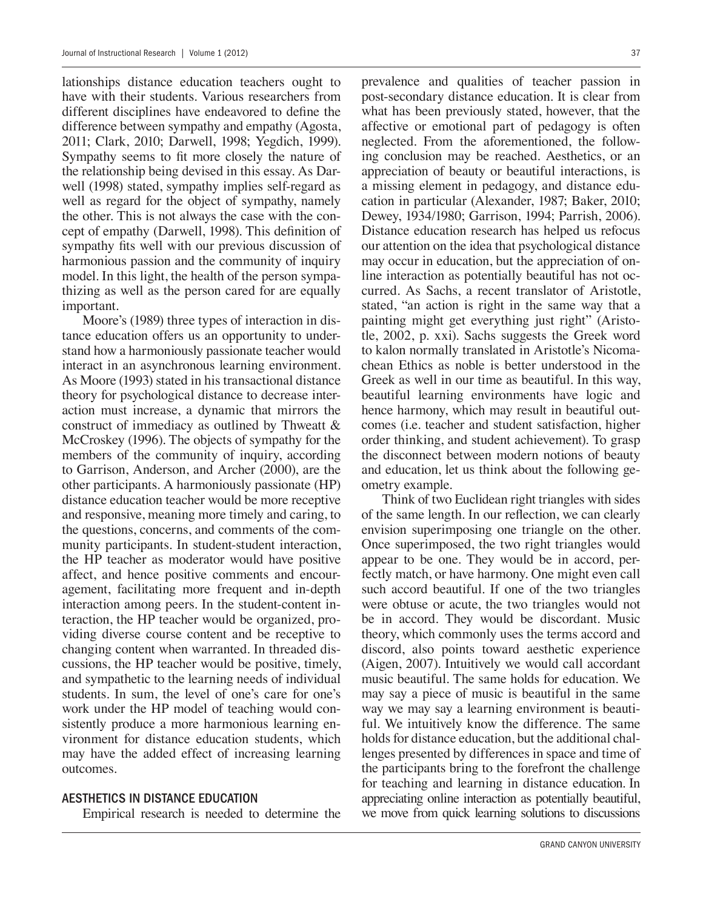lationships distance education teachers ought to have with their students. Various researchers from different disciplines have endeavored to define the difference between sympathy and empathy (Agosta, 2011; Clark, 2010; Darwell, 1998; Yegdich, 1999). Sympathy seems to fit more closely the nature of the relationship being devised in this essay. As Darwell (1998) stated, sympathy implies self-regard as well as regard for the object of sympathy, namely the other. This is not always the case with the concept of empathy (Darwell, 1998). This definition of sympathy fits well with our previous discussion of harmonious passion and the community of inquiry model. In this light, the health of the person sympathizing as well as the person cared for are equally important.

Moore's (1989) three types of interaction in distance education offers us an opportunity to understand how a harmoniously passionate teacher would interact in an asynchronous learning environment. As Moore (1993) stated in his transactional distance theory for psychological distance to decrease interaction must increase, a dynamic that mirrors the construct of immediacy as outlined by Thweatt & McCroskey (1996). The objects of sympathy for the members of the community of inquiry, according to Garrison, Anderson, and Archer (2000), are the other participants. A harmoniously passionate (HP) distance education teacher would be more receptive and responsive, meaning more timely and caring, to the questions, concerns, and comments of the community participants. In student-student interaction, the HP teacher as moderator would have positive affect, and hence positive comments and encouragement, facilitating more frequent and in-depth interaction among peers. In the student-content interaction, the HP teacher would be organized, providing diverse course content and be receptive to changing content when warranted. In threaded discussions, the HP teacher would be positive, timely, and sympathetic to the learning needs of individual students. In sum, the level of one's care for one's work under the HP model of teaching would consistently produce a more harmonious learning environment for distance education students, which may have the added effect of increasing learning outcomes.

## AESTHETICS IN DISTANCE EDUCATION

Empirical research is needed to determine the prevalence and qualities of teacher passion in post-secondary distance education. It is clear from what has been previously stated, however, that the affective or emotional part of pedagogy is often neglected. From the aforementioned, the following conclusion may be reached. Aesthetics, or an appreciation of beauty or beautiful interactions, is a missing element in pedagogy, and distance education in particular (Alexander, 1987; Baker, 2010; Dewey, 1934/1980; Garrison, 1994; Parrish, 2006). Distance education research has helped us refocus our attention on the idea that psychological distance may occur in education, but the appreciation of online interaction as potentially beautiful has not occurred. As Sachs, a recent translator of Aristotle, stated, "an action is right in the same way that a painting might get everything just right" (Aristotle, 2002, p. xxi). Sachs suggests the Greek word to kalon normally translated in Aristotle's Nicomachean Ethics as noble is better understood in the Greek as well in our time as beautiful. In this way, beautiful learning environments have logic and hence harmony, which may result in beautiful outcomes (i.e. teacher and student satisfaction, higher order thinking, and student achievement). To grasp the disconnect between modern notions of beauty and education, let us think about the following geometry example.

Think of two Euclidean right triangles with sides of the same length. In our reflection, we can clearly envision superimposing one triangle on the other. Once superimposed, the two right triangles would appear to be one. They would be in accord, perfectly match, or have harmony. One might even call such accord beautiful. If one of the two triangles were obtuse or acute, the two triangles would not be in accord. They would be discordant. Music theory, which commonly uses the terms accord and discord, also points toward aesthetic experience (Aigen, 2007). Intuitively we would call accordant music beautiful. The same holds for education. We may say a piece of music is beautiful in the same way we may say a learning environment is beautiful. We intuitively know the difference. The same holds for distance education, but the additional challenges presented by differences in space and time of the participants bring to the forefront the challenge for teaching and learning in distance education. In appreciating online interaction as potentially beautiful, we move from quick learning solutions to discussions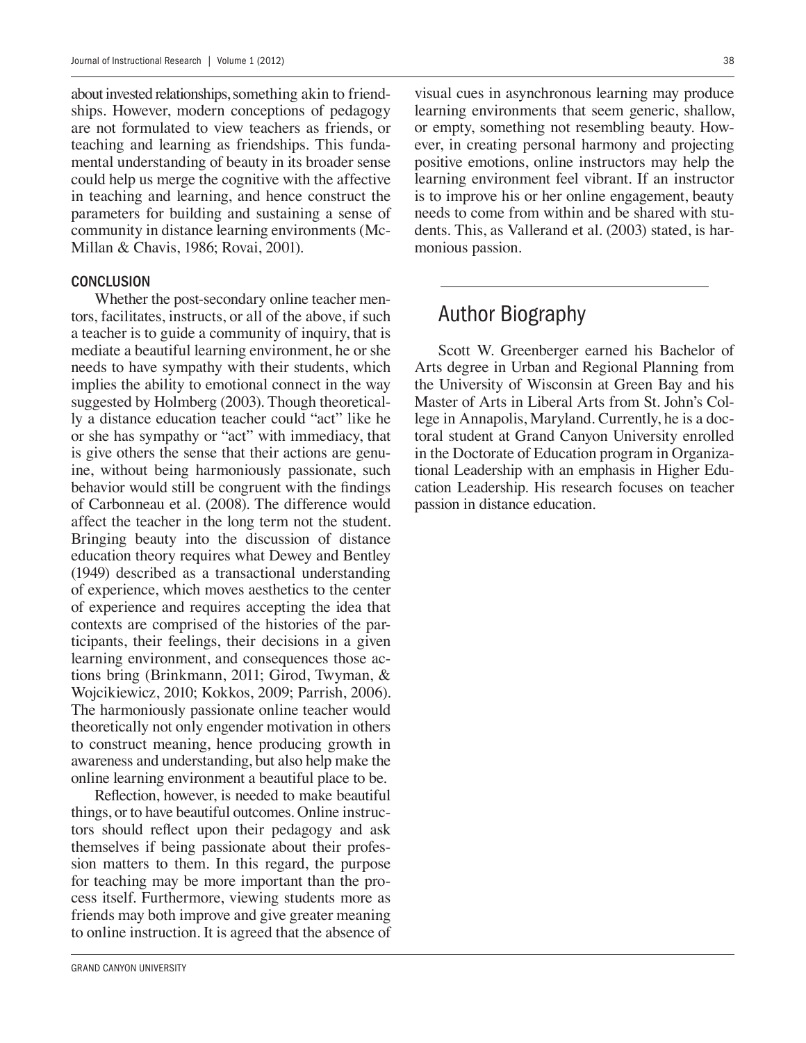about invested relationships, something akin to friendships. However, modern conceptions of pedagogy are not formulated to view teachers as friends, or teaching and learning as friendships. This fundamental understanding of beauty in its broader sense could help us merge the cognitive with the affective in teaching and learning, and hence construct the parameters for building and sustaining a sense of community in distance learning environments (McMillan & Chavis, 1986; Rovai, 2001).

## CONCLUSION

Whether the post-secondary online teacher mentors, facilitates, instructs, or all of the above, if such a teacher is to guide a community of inquiry, that is mediate a beautiful learning environment, he or she needs to have sympathy with their students, which implies the ability to emotional connect in the way suggested by Holmberg (2003). Though theoretically a distance education teacher could "act" like he or she has sympathy or "act" with immediacy, that is give others the sense that their actions are genuine, without being harmoniously passionate, such behavior would still be congruent with the findings of Carbonneau et al. (2008). The difference would affect the teacher in the long term not the student. Bringing beauty into the discussion of distance education theory requires what Dewey and Bentley (1949) described as a transactional understanding of experience, which moves aesthetics to the center of experience and requires accepting the idea that contexts are comprised of the histories of the participants, their feelings, their decisions in a given learning environment, and consequences those actions bring (Brinkmann, 2011; Girod, Twyman, & Wojcikiewicz, 2010; Kokkos, 2009; Parrish, 2006). The harmoniously passionate online teacher would theoretically not only engender motivation in others to construct meaning, hence producing growth in awareness and understanding, but also help make the online learning environment a beautiful place to be.

Reflection, however, is needed to make beautiful things, or to have beautiful outcomes. Online instructors should reflect upon their pedagogy and ask themselves if being passionate about their profession matters to them. In this regard, the purpose for teaching may be more important than the process itself. Furthermore, viewing students more as friends may both improve and give greater meaning to online instruction. It is agreed that the absence of visual cues in asynchronous learning may produce learning environments that seem generic, shallow, or empty, something not resembling beauty. However, in creating personal harmony and projecting positive emotions, online instructors may help the learning environment feel vibrant. If an instructor is to improve his or her online engagement, beauty needs to come from within and be shared with students. This, as Vallerand et al. (2003) stated, is harmonious passion.

---

## Author Biography

Scott W. Greenberger earned his Bachelor of Arts degree in Urban and Regional Planning from the University of Wisconsin at Green Bay and his Master of Arts in Liberal Arts from St. John's College in Annapolis, Maryland. Currently, he is a doctoral student at Grand Canyon University enrolled in the Doctorate of Education program in Organizational Leadership with an emphasis in Higher Education Leadership. His research focuses on teacher passion in distance education.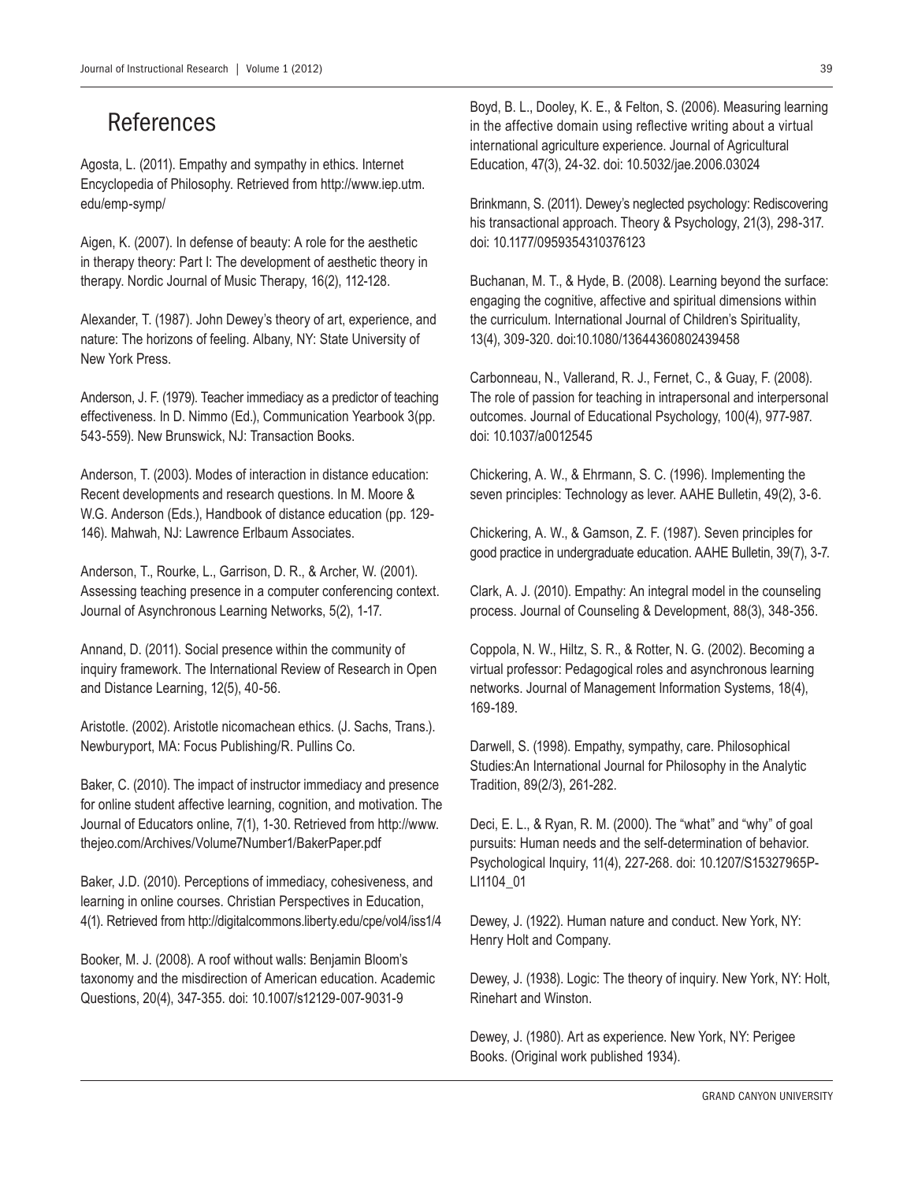## References

Agosta, L. (2011). Empathy and sympathy in ethics. Internet Encyclopedia of Philosophy. Retrieved from http://www.iep.utm.edu/emp-symp/

Aigen, K. (2007). In defense of beauty: A role for the aesthetic in therapy theory: Part I: The development of aesthetic theory in therapy. Nordic Journal of Music Therapy, 16(2), 112-128.

Alexander, T. (1987). John Dewey's theory of art, experience, and nature: The horizons of feeling. Albany, NY: State University of New York Press.

Anderson, J. F. (1979). Teacher immediacy as a predictor of teaching effectiveness. In D. Nimmo (Ed.), Communication Yearbook 3(pp. 543-559). New Brunswick, NJ: Transaction Books.

Anderson, T. (2003). Modes of interaction in distance education: Recent developments and research questions. In M. Moore & W.G. Anderson (Eds.), Handbook of distance education (pp. 129-146). Mahwah, NJ: Lawrence Erlbaum Associates.

Anderson, T., Rourke, L., Garrison, D. R., & Archer, W. (2001). Assessing teaching presence in a computer conferencing context. Journal of Asynchronous Learning Networks, 5(2), 1-17.

Annand, D. (2011). Social presence within the community of inquiry framework. The International Review of Research in Open and Distance Learning, 12(5), 40-56.

Aristotle. (2002). Aristotle nicomachean ethics. (J. Sachs, Trans.). Newburyport, MA: Focus Publishing/R. Pullins Co.

Baker, C. (2010). The impact of instructor immediacy and presence for online student affective learning, cognition, and motivation. The Journal of Educators online, 7(1), 1-30. Retrieved from http://www.thejeo.com/Archives/Volume7Number1/BakerPaper.pdf

Baker, J.D. (2010). Perceptions of immediacy, cohesiveness, and learning in online courses. Christian Perspectives in Education, 4(1). Retrieved from http://digitalcommons.liberty.edu/cpe/vol4/iss1/4

Booker, M. J. (2008). A roof without walls: Benjamin Bloom's taxonomy and the misdirection of American education. Academic Questions, 20(4), 347-355. doi: 10.1007/s12129-007-9031-9

Boyd, B. L., Dooley, K. E., & Felton, S. (2006). Measuring learning in the affective domain using reflective writing about a virtual international agriculture experience. Journal of Agricultural Education, 47(3), 24-32. doi: 10.5032/jae.2006.03024

Brinkmann, S. (2011). Dewey's neglected psychology: Rediscovering his transactional approach. Theory & Psychology, 21(3), 298-317. doi: 10.1177/0959354310376123

Buchanan, M. T., & Hyde, B. (2008). Learning beyond the surface: engaging the cognitive, affective and spiritual dimensions within the curriculum. International Journal of Children's Spirituality, 13(4), 309-320. doi:10.1080/13644360802439458

Carbonneau, N., Vallerand, R. J., Fernet, C., & Guay, F. (2008). The role of passion for teaching in intrapersonal and interpersonal outcomes. Journal of Educational Psychology, 100(4), 977-987. doi: 10.1037/a0012545

Chickering, A. W., & Ehrmann, S. C. (1996). Implementing the seven principles: Technology as lever. AAHE Bulletin, 49(2), 3-6.

Chickering, A. W., & Gamson, Z. F. (1987). Seven principles for good practice in undergraduate education. AAHE Bulletin, 39(7), 3-7.

Clark, A. J. (2010). Empathy: An integral model in the counseling process. Journal of Counseling & Development, 88(3), 348-356.

Coppola, N. W., Hiltz, S. R., & Rotter, N. G. (2002). Becoming a virtual professor: Pedagogical roles and asynchronous learning networks. Journal of Management Information Systems, 18(4), 169-189.

Darwell, S. (1998). Empathy, sympathy, care. Philosophical Studies:An International Journal for Philosophy in the Analytic Tradition, 89(2/3), 261-282.

Deci, E. L., & Ryan, R. M. (2000). The "what" and "why" of goal pursuits: Human needs and the self-determination of behavior. Psychological Inquiry, 11(4), 227-268. doi: 10.1207/S15327965PLI1104_01

Dewey, J. (1922). Human nature and conduct. New York, NY: Henry Holt and Company.

Dewey, J. (1938). Logic: The theory of inquiry. New York, NY: Holt, Rinehart and Winston.

Dewey, J. (1980). Art as experience. New York, NY: Perigee Books. (Original work published 1934).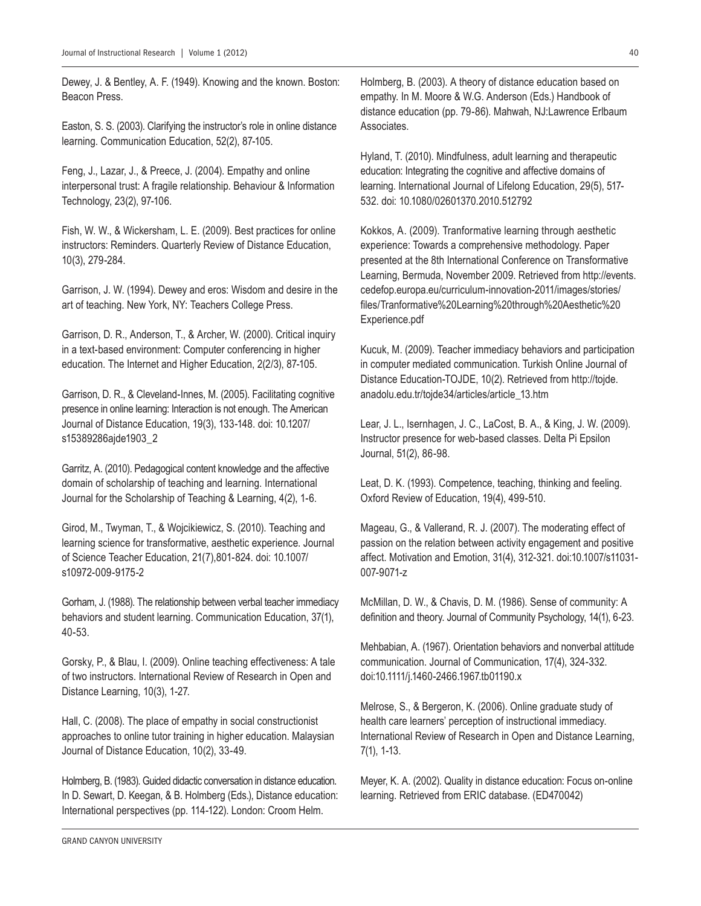Dewey, J. & Bentley, A. F. (1949). Knowing and the known. Boston: Beacon Press.

Easton, S. S. (2003). Clarifying the instructor's role in online distance learning. Communication Education, 52(2), 87-105.

Feng, J., Lazar, J., & Preece, J. (2004). Empathy and online interpersonal trust: A fragile relationship. Behaviour & Information Technology, 23(2), 97-106.

Fish, W. W., & Wickersham, L. E. (2009). Best practices for online instructors: Reminders. Quarterly Review of Distance Education, 10(3), 279-284.

Garrison, J. W. (1994). Dewey and eros: Wisdom and desire in the art of teaching. New York, NY: Teachers College Press.

Garrison, D. R., Anderson, T., & Archer, W. (2000). Critical inquiry in a text-based environment: Computer conferencing in higher education. The Internet and Higher Education, 2(2/3), 87-105.

Garrison, D. R., & Cleveland-Innes, M. (2005). Facilitating cognitive presence in online learning: Interaction is not enough. The American Journal of Distance Education, 19(3), 133-148. doi: 10.1207/s15389286ajde1903_2

Garritz, A. (2010). Pedagogical content knowledge and the affective domain of scholarship of teaching and learning. International Journal for the Scholarship of Teaching & Learning, 4(2), 1-6.

Girod, M., Twyman, T., & Wojcikiewicz, S. (2010). Teaching and learning science for transformative, aesthetic experience. Journal of Science Teacher Education, 21(7),801-824. doi: 10.1007/s10972-009-9175-2

Gorham, J. (1988). The relationship between verbal teacher immediacy behaviors and student learning. Communication Education, 37(1), 40-53.

Gorsky, P., & Blau, I. (2009). Online teaching effectiveness: A tale of two instructors. International Review of Research in Open and Distance Learning, 10(3), 1-27.

Hall, C. (2008). The place of empathy in social constructionist approaches to online tutor training in higher education. Malaysian Journal of Distance Education, 10(2), 33-49.

Holmberg, B. (1983). Guided didactic conversation in distance education. In D. Sewart, D. Keegan, & B. Holmberg (Eds.), Distance education: International perspectives (pp. 114-122). London: Croom Helm.

Holmberg, B. (2003). A theory of distance education based on empathy. In M. Moore & W.G. Anderson (Eds.) Handbook of distance education (pp. 79-86). Mahwah, NJ:Lawrence Erlbaum Associates.

Hyland, T. (2010). Mindfulness, adult learning and therapeutic education: Integrating the cognitive and affective domains of learning. International Journal of Lifelong Education, 29(5), 517-532. doi: 10.1080/02601370.2010.512792

Kokkos, A. (2009). Tranformative learning through aesthetic experience: Towards a comprehensive methodology. Paper presented at the 8th International Conference on Transformative Learning, Bermuda, November 2009. Retrieved from http://events.cedefop.europa.eu/curriculum-innovation-2011/images/stories/files/Tranformative%20Learning%20through%20Aesthetic%20Experience.pdf

Kucuk, M. (2009). Teacher immediacy behaviors and participation in computer mediated communication. Turkish Online Journal of Distance Education-TOJDE, 10(2). Retrieved from http://tojde.anadolu.edu.tr/tojde34/articles/article_13.htm

Lear, J. L., Isernhagen, J. C., LaCost, B. A., & King, J. W. (2009). Instructor presence for web-based classes. Delta Pi Epsilon Journal, 51(2), 86-98.

Leat, D. K. (1993). Competence, teaching, thinking and feeling. Oxford Review of Education, 19(4), 499-510.

Mageau, G., & Vallerand, R. J. (2007). The moderating effect of passion on the relation between activity engagement and positive affect. Motivation and Emotion, 31(4), 312-321. doi:10.1007/s11031-007-9071-z

McMillan, D. W., & Chavis, D. M. (1986). Sense of community: A definition and theory. Journal of Community Psychology, 14(1), 6-23.

Mehbabian, A. (1967). Orientation behaviors and nonverbal attitude communication. Journal of Communication, 17(4), 324-332. doi:10.1111/j.1460-2466.1967.tb01190.x

Melrose, S., & Bergeron, K. (2006). Online graduate study of health care learners' perception of instructional immediacy. International Review of Research in Open and Distance Learning, 7(1), 1-13.

Meyer, K. A. (2002). Quality in distance education: Focus on-online learning. Retrieved from ERIC database. (ED470042)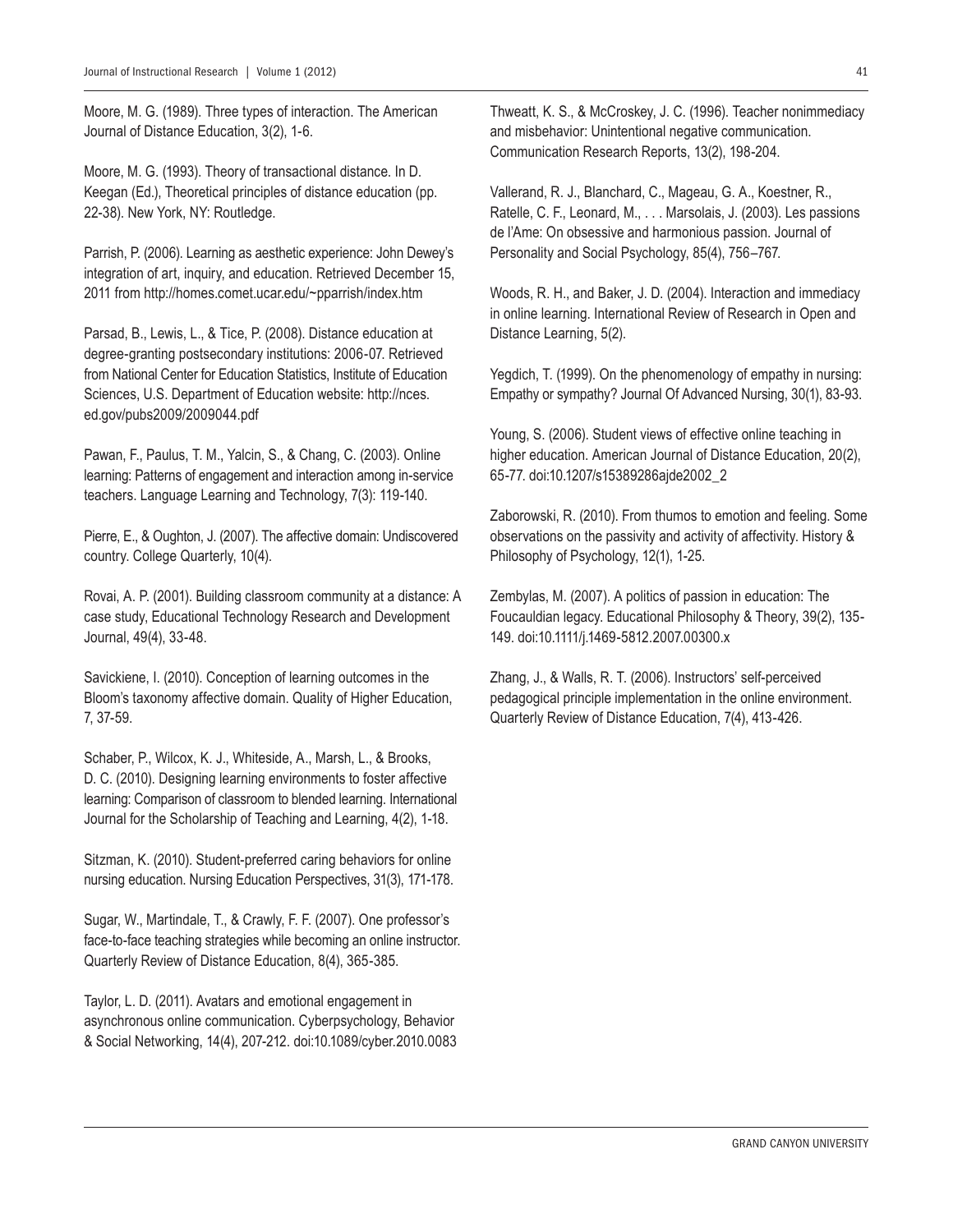Moore, M. G. (1989). Three types of interaction. The American Journal of Distance Education, 3(2), 1-6.

Moore, M. G. (1993). Theory of transactional distance. In D. Keegan (Ed.), Theoretical principles of distance education (pp. 22-38). New York, NY: Routledge.

Parrish, P. (2006). Learning as aesthetic experience: John Dewey's integration of art, inquiry, and education. Retrieved December 15, 2011 from http://homes.comet.ucar.edu/~pparrish/index.htm

Parsad, B., Lewis, L., & Tice, P. (2008). Distance education at degree-granting postsecondary institutions: 2006-07. Retrieved from National Center for Education Statistics, Institute of Education Sciences, U.S. Department of Education website: http://nces.ed.gov/pubs2009/2009044.pdf

Pawan, F., Paulus, T. M., Yalcin, S., & Chang, C. (2003). Online learning: Patterns of engagement and interaction among in-service teachers. Language Learning and Technology, 7(3): 119-140.

Pierre, E., & Oughton, J. (2007). The affective domain: Undiscovered country. College Quarterly, 10(4).

Rovai, A. P. (2001). Building classroom community at a distance: A case study, Educational Technology Research and Development Journal, 49(4), 33-48.

Savickiene, I. (2010). Conception of learning outcomes in the Bloom's taxonomy affective domain. Quality of Higher Education, 7, 37-59.

Schaber, P., Wilcox, K. J., Whiteside, A., Marsh, L., & Brooks, D. C. (2010). Designing learning environments to foster affective learning: Comparison of classroom to blended learning. International Journal for the Scholarship of Teaching and Learning, 4(2), 1-18.

Sitzman, K. (2010). Student-preferred caring behaviors for online nursing education. Nursing Education Perspectives, 31(3), 171-178.

Sugar, W., Martindale, T., & Crawly, F. F. (2007). One professor's face-to-face teaching strategies while becoming an online instructor. Quarterly Review of Distance Education, 8(4), 365-385.

Taylor, L. D. (2011). Avatars and emotional engagement in asynchronous online communication. Cyberpsychology, Behavior & Social Networking, 14(4), 207-212. doi:10.1089/cyber.2010.0083

Thweatt, K. S., & McCroskey, J. C. (1996). Teacher nonimmediacy and misbehavior: Unintentional negative communication. Communication Research Reports, 13(2), 198-204.

Vallerand, R. J., Blanchard, C., Mageau, G. A., Koestner, R., Ratelle, C. F., Leonard, M., . . . Marsolais, J. (2003). Les passions de l'Ame: On obsessive and harmonious passion. Journal of Personality and Social Psychology, 85(4), 756–767.

Woods, R. H., and Baker, J. D. (2004). Interaction and immediacy in online learning. International Review of Research in Open and Distance Learning, 5(2).

Yegdich, T. (1999). On the phenomenology of empathy in nursing: Empathy or sympathy? Journal Of Advanced Nursing, 30(1), 83-93.

Young, S. (2006). Student views of effective online teaching in higher education. American Journal of Distance Education, 20(2), 65-77. doi:10.1207/s15389286ajde2002_2

Zaborowski, R. (2010). From thumos to emotion and feeling. Some observations on the passivity and activity of affectivity. History & Philosophy of Psychology, 12(1), 1-25.

Zembylas, M. (2007). A politics of passion in education: The Foucauldian legacy. Educational Philosophy & Theory, 39(2), 135-149. doi:10.1111/j.1469-5812.2007.00300.x

Zhang, J., & Walls, R. T. (2006). Instructors' self-perceived pedagogical principle implementation in the online environment. Quarterly Review of Distance Education, 7(4), 413-426.